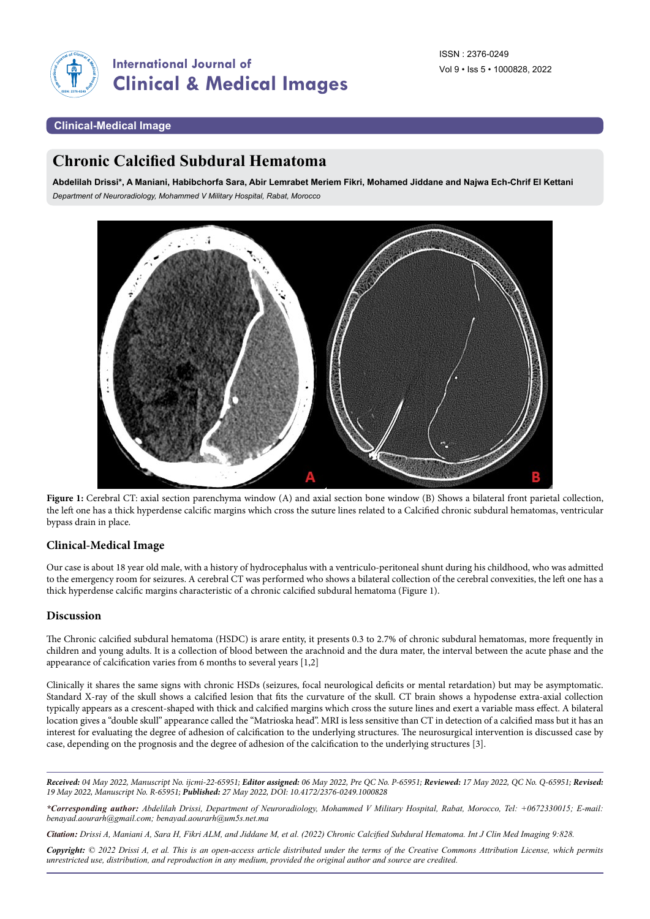Clinical-Medical Image

# Chronic Calcified Subdural Hematoma

**Abdelilah Drissi\*, A Maniani, Habibchorfa Sara, Abir Lemrabet Meriem Fikri, Mohamed Jiddane and Najwa Ech-Chrif El Kettani**

*Department of Neuroradiology, Mohammed V Military Hospital, Rabat, Morocco*

**Figure 1:** Cerebral CT: axial section parenchyma window (A) and axial section bone window (B) Shows a bilateral front parietal collection, the left one has a thick hyperdense calcific margins which cross the suture lines related to a Calcified chronic subdural hematomas, ventricular bypass drain in place.

## Clinical-Medical Image

Our case is about 18 year old male, with a history of hydrocephalus with a ventriculo-peritoneal shunt during his childhood, who was admitted to the emergency room for seizures. A cerebral CT was performed who shows a bilateral collection of the cerebral convexities, the left one has a thick hyperdense calcific margins characteristic of a chronic calcified subdural hematoma (Figure 1).

## Discussion

The Chronic calcified subdural hematoma (HSDC) is arare entity, it presents 0.3 to 2.7% of chronic subdural hematomas, more frequently in children and young adults. It is a collection of blood between the arachnoid and the dura mater, the interval between the acute phase and the appearance of calcification varies from 6 months to several years [1,2]

Clinically it shares the same signs with chronic HSDs (seizures, focal neurological deficits or mental retardation) but may be asymptomatic. Standard X-ray of the skull shows a calcified lesion that fits the curvature of the skull. CT brain shows a hypodense extra-axial collection typically appears as a crescent-shaped with thick and calcified margins which cross the suture lines and exert a variable mass effect. A bilateral location gives a "double skull" appearance called the "Matrioska head". MRI is less sensitive than CT in detection of a calcified mass but it has an interest for evaluating the degree of adhesion of calcification to the underlying structures. The neurosurgical intervention is discussed case by case, depending on the prognosis and the degree of adhesion of the calcification to the underlying structures [3].

---

***Received:*** *04 May 2022, Manuscript No. ijcmi-22-65951;* ***Editor assigned:*** *06 May 2022, Pre QC No. P-65951;* ***Reviewed:*** *17 May 2022, QC No. Q-65951;* ***Revised:*** *19 May 2022, Manuscript No. R-65951;* ***Published:*** *27 May 2022, DOI: 10.4172/2376-0249.1000828*

***\*Corresponding author:*** *Abdelilah Drissi, Department of Neuroradiology, Mohammed V Military Hospital, Rabat, Morocco, Tel: +0672330015; E-mail: benayad.aourarh@gmail.com; benayad.aourarh@um5s.net.ma*

***Citation:*** *Drissi A, Maniani A, Sara H, Fikri ALM, and Jiddane M, et al. (2022) Chronic Calcified Subdural Hematoma. Int J Clin Med Imaging 9:828.*

***Copyright:*** *© 2022 Drissi A, et al. This is an open-access article distributed under the terms of the Creative Commons Attribution License, which permits unrestricted use, distribution, and reproduction in any medium, provided the original author and source are credited.*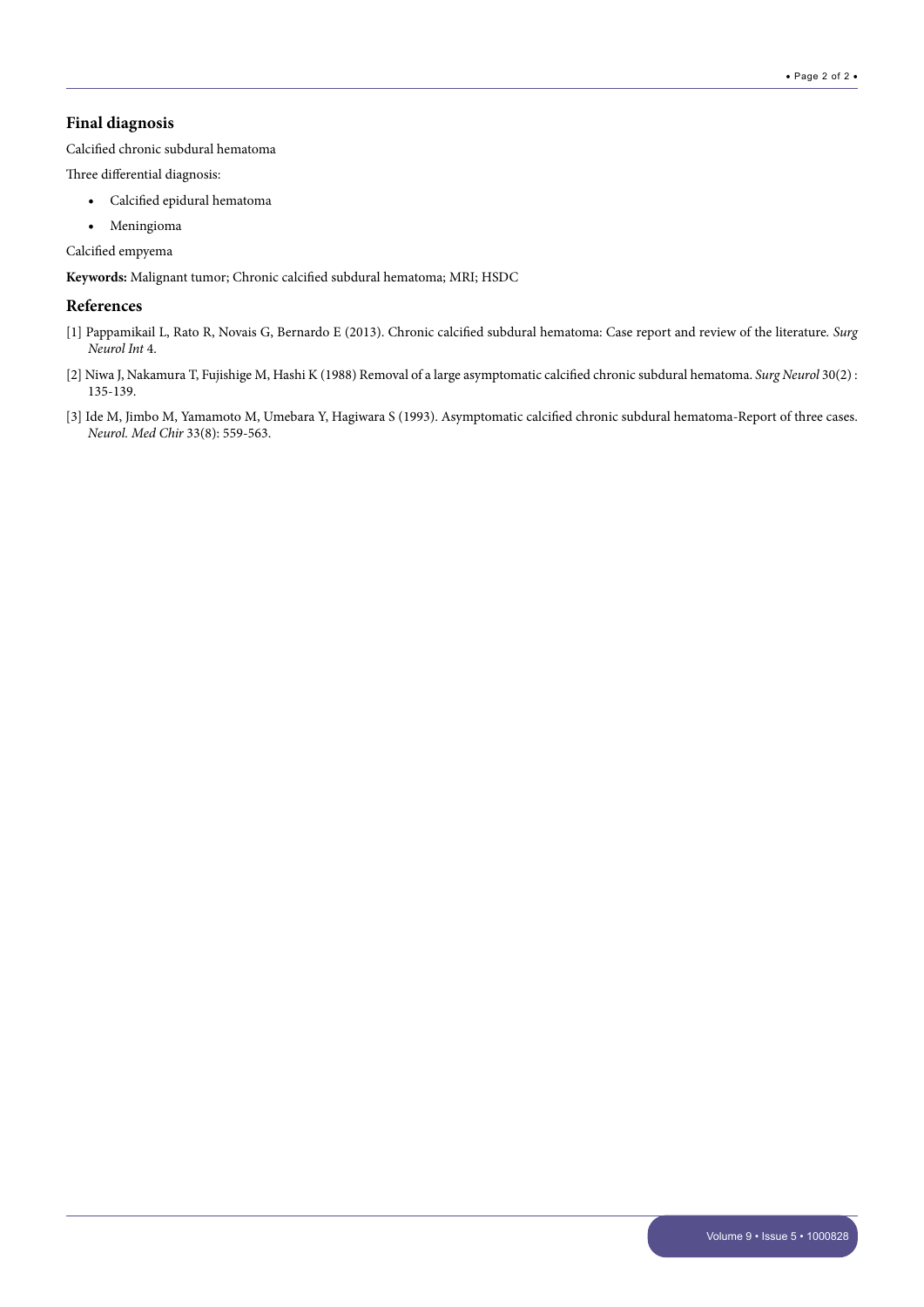## Final diagnosis

Calcified chronic subdural hematoma

Three differential diagnosis:

- Calcified epidural hematoma
- Meningioma

Calcified empyema

**Keywords:** Malignant tumor; Chronic calcified subdural hematoma; MRI; HSDC

## References

[1] Pappamikail L, Rato R, Novais G, Bernardo E (2013). Chronic calcified subdural hematoma: Case report and review of the literature. *Surg Neurol Int* 4.

[2] Niwa J, Nakamura T, Fujishige M, Hashi K (1988) Removal of a large asymptomatic calcified chronic subdural hematoma. *Surg Neurol* 30(2) : 135-139.

[3] Ide M, Jimbo M, Yamamoto M, Umebara Y, Hagiwara S (1993). Asymptomatic calcified chronic subdural hematoma-Report of three cases. *Neurol. Med Chir* 33(8): 559-563.